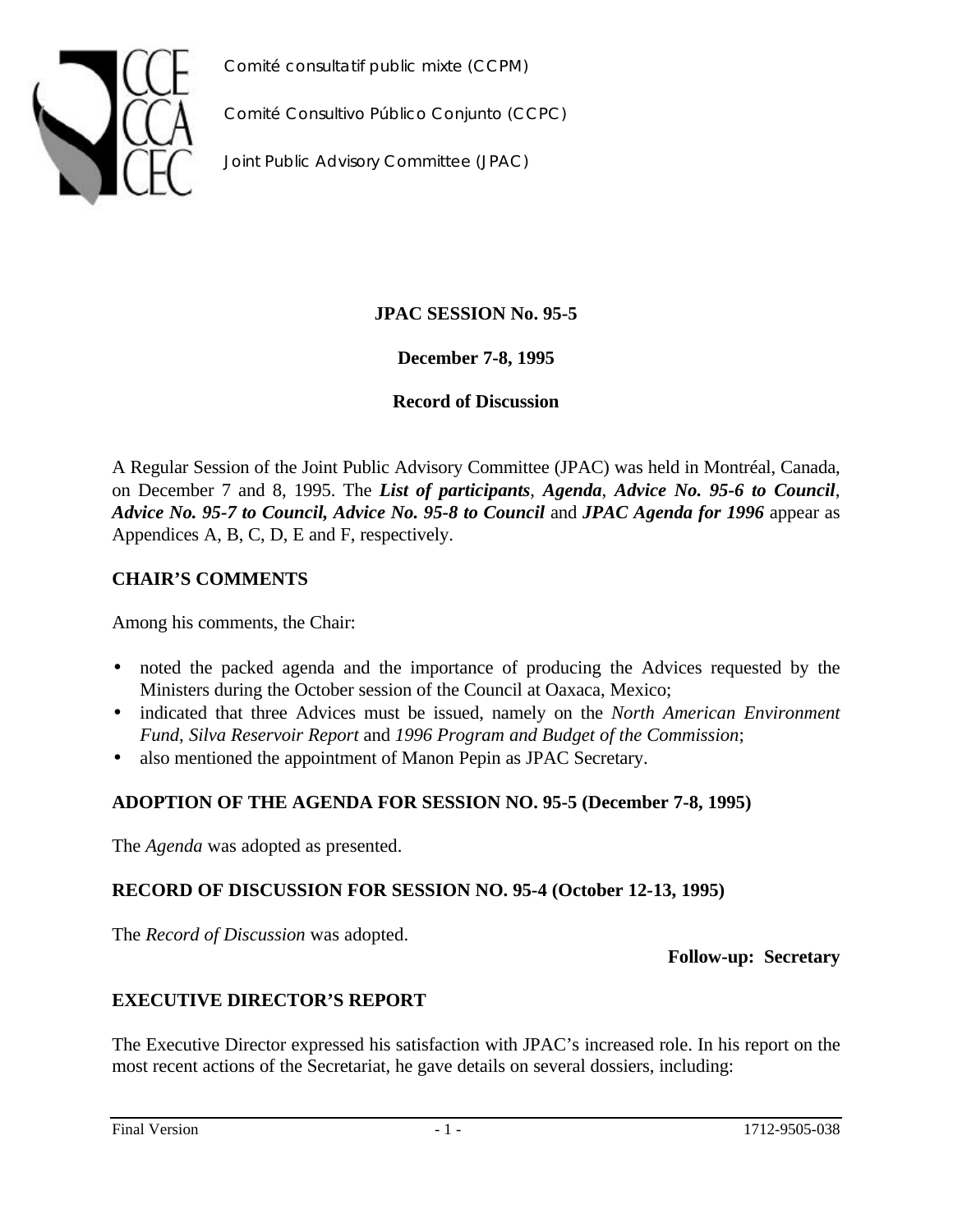Comité consultatif public mixte (CCPM)

Comité Consultivo Público Conjunto (CCPC)

Joint Public Advisory Committee (JPAC)

**JPAC SESSION No. 95-5**

**December 7-8, 1995**

**Record of Discussion**

A Regular Session of the Joint Public Advisory Committee (JPAC) was held in Montréal, Canada, on December 7 and 8, 1995. The ***List of participants***, ***Agenda***, ***Advice No. 95-6 to Council***, ***Advice No. 95-7 to Council, Advice No. 95-8 to Council*** and ***JPAC Agenda for 1996*** appear as Appendices A, B, C, D, E and F, respectively.

## CHAIR'S COMMENTS

Among his comments, the Chair:

- noted the packed agenda and the importance of producing the Advices requested by the Ministers during the October session of the Council at Oaxaca, Mexico;
- indicated that three Advices must be issued, namely on the *North American Environment Fund*, *Silva Reservoir Report* and *1996 Program and Budget of the Commission*;
- also mentioned the appointment of Manon Pepin as JPAC Secretary.

## ADOPTION OF THE AGENDA FOR SESSION NO. 95-5 (December 7-8, 1995)

The *Agenda* was adopted as presented.

## RECORD OF DISCUSSION FOR SESSION NO. 95-4 (October 12-13, 1995)

The *Record of Discussion* was adopted.

**Follow-up: Secretary**

## EXECUTIVE DIRECTOR'S REPORT

The Executive Director expressed his satisfaction with JPAC's increased role. In his report on the most recent actions of the Secretariat, he gave details on several dossiers, including: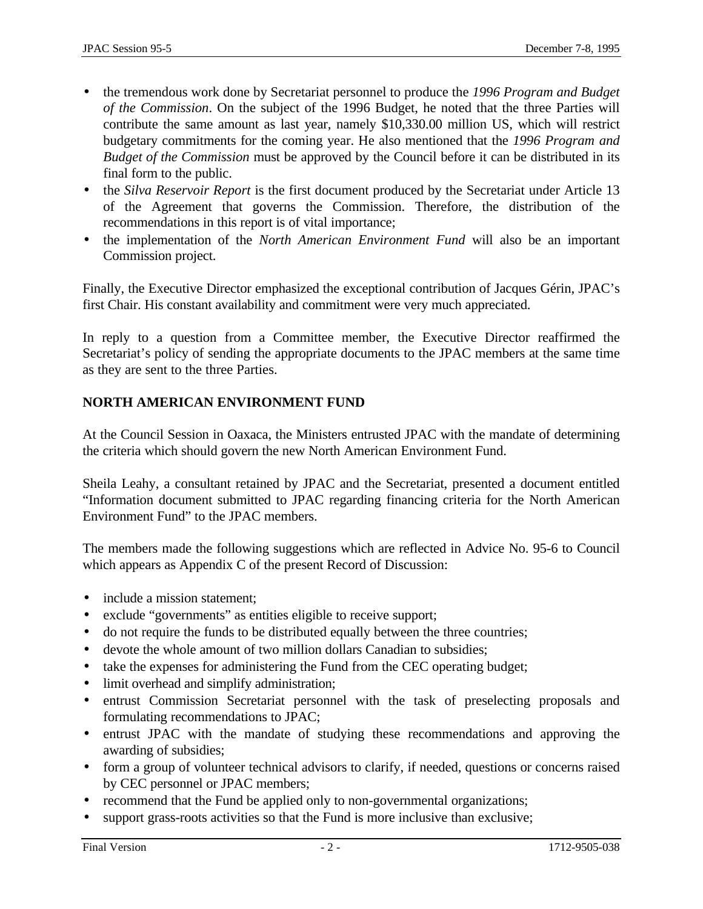- the tremendous work done by Secretariat personnel to produce the *1996 Program and Budget of the Commission*. On the subject of the 1996 Budget, he noted that the three Parties will contribute the same amount as last year, namely $10,330.00 million US, which will restrict budgetary commitments for the coming year. He also mentioned that the *1996 Program and Budget of the Commission* must be approved by the Council before it can be distributed in its final form to the public.
- the *Silva Reservoir Report* is the first document produced by the Secretariat under Article 13 of the Agreement that governs the Commission. Therefore, the distribution of the recommendations in this report is of vital importance;
- the implementation of the *North American Environment Fund* will also be an important Commission project.

Finally, the Executive Director emphasized the exceptional contribution of Jacques Gérin, JPAC's first Chair. His constant availability and commitment were very much appreciated.

In reply to a question from a Committee member, the Executive Director reaffirmed the Secretariat's policy of sending the appropriate documents to the JPAC members at the same time as they are sent to the three Parties.

**NORTH AMERICAN ENVIRONMENT FUND**

At the Council Session in Oaxaca, the Ministers entrusted JPAC with the mandate of determining the criteria which should govern the new North American Environment Fund.

Sheila Leahy, a consultant retained by JPAC and the Secretariat, presented a document entitled "Information document submitted to JPAC regarding financing criteria for the North American Environment Fund" to the JPAC members.

The members made the following suggestions which are reflected in Advice No. 95-6 to Council which appears as Appendix C of the present Record of Discussion:

- include a mission statement;
- exclude "governments" as entities eligible to receive support;
- do not require the funds to be distributed equally between the three countries;
- devote the whole amount of two million dollars Canadian to subsidies;
- take the expenses for administering the Fund from the CEC operating budget;
- limit overhead and simplify administration;
- entrust Commission Secretariat personnel with the task of preselecting proposals and formulating recommendations to JPAC;
- entrust JPAC with the mandate of studying these recommendations and approving the awarding of subsidies;
- form a group of volunteer technical advisors to clarify, if needed, questions or concerns raised by CEC personnel or JPAC members;
- recommend that the Fund be applied only to non-governmental organizations;
- support grass-roots activities so that the Fund is more inclusive than exclusive;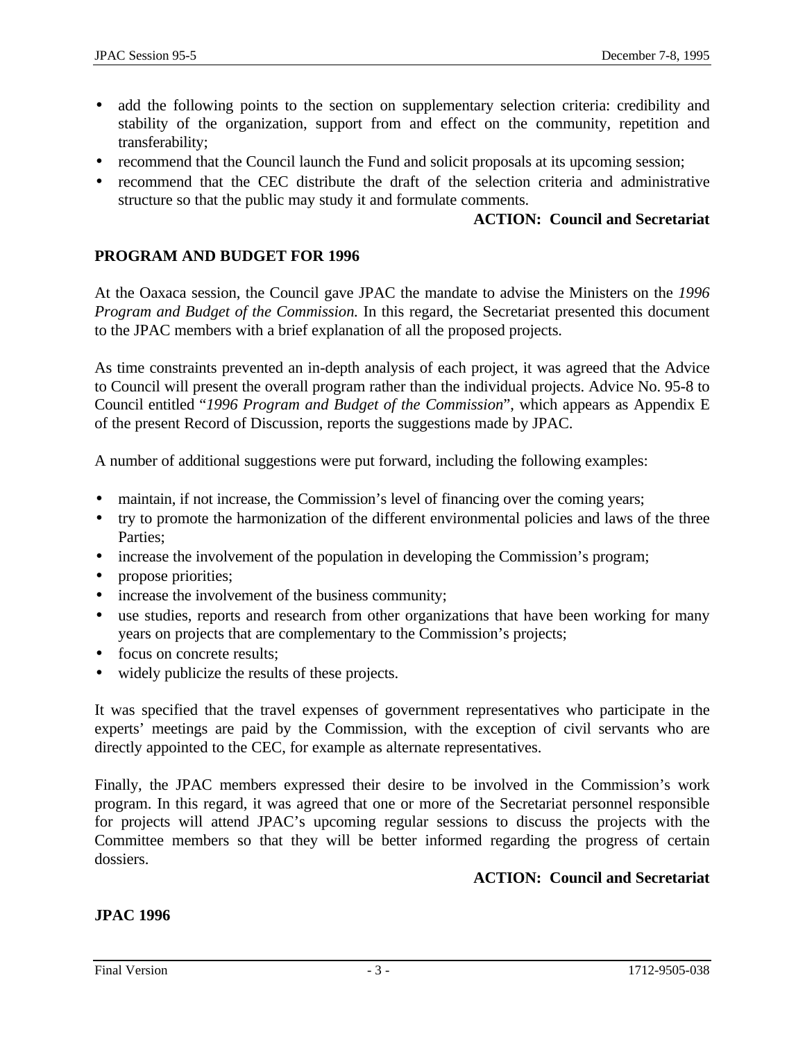- add the following points to the section on supplementary selection criteria: credibility and stability of the organization, support from and effect on the community, repetition and transferability;
- recommend that the Council launch the Fund and solicit proposals at its upcoming session;
- recommend that the CEC distribute the draft of the selection criteria and administrative structure so that the public may study it and formulate comments.

**ACTION: Council and Secretariat**

## PROGRAM AND BUDGET FOR 1996

At the Oaxaca session, the Council gave JPAC the mandate to advise the Ministers on the *1996 Program and Budget of the Commission.* In this regard, the Secretariat presented this document to the JPAC members with a brief explanation of all the proposed projects.

As time constraints prevented an in-depth analysis of each project, it was agreed that the Advice to Council will present the overall program rather than the individual projects. Advice No. 95-8 to Council entitled "*1996 Program and Budget of the Commission*", which appears as Appendix E of the present Record of Discussion, reports the suggestions made by JPAC.

A number of additional suggestions were put forward, including the following examples:

- maintain, if not increase, the Commission's level of financing over the coming years;
- try to promote the harmonization of the different environmental policies and laws of the three Parties;
- increase the involvement of the population in developing the Commission's program;
- propose priorities;
- increase the involvement of the business community;
- use studies, reports and research from other organizations that have been working for many years on projects that are complementary to the Commission's projects;
- focus on concrete results;
- widely publicize the results of these projects.

It was specified that the travel expenses of government representatives who participate in the experts' meetings are paid by the Commission, with the exception of civil servants who are directly appointed to the CEC, for example as alternate representatives.

Finally, the JPAC members expressed their desire to be involved in the Commission's work program. In this regard, it was agreed that one or more of the Secretariat personnel responsible for projects will attend JPAC's upcoming regular sessions to discuss the projects with the Committee members so that they will be better informed regarding the progress of certain dossiers.

**ACTION: Council and Secretariat**

## JPAC 1996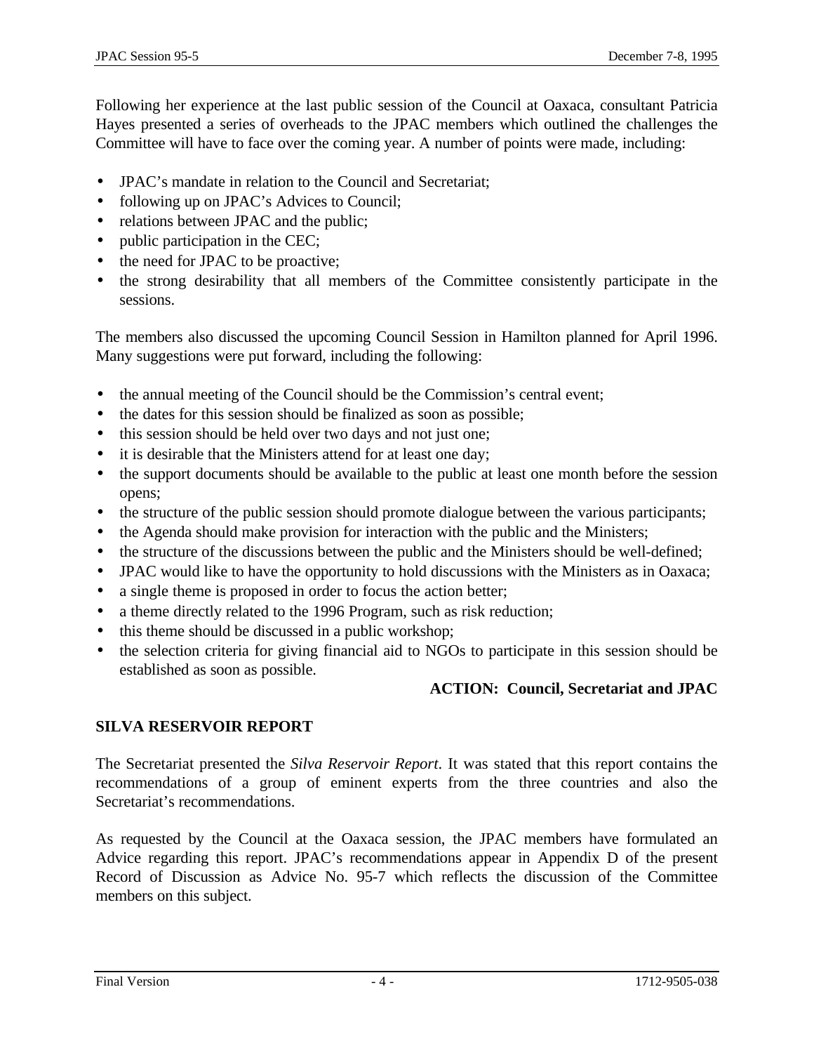Following her experience at the last public session of the Council at Oaxaca, consultant Patricia Hayes presented a series of overheads to the JPAC members which outlined the challenges the Committee will have to face over the coming year. A number of points were made, including:

- JPAC's mandate in relation to the Council and Secretariat;
- following up on JPAC's Advices to Council;
- relations between JPAC and the public;
- public participation in the CEC;
- the need for JPAC to be proactive;
- the strong desirability that all members of the Committee consistently participate in the sessions.

The members also discussed the upcoming Council Session in Hamilton planned for April 1996. Many suggestions were put forward, including the following:

- the annual meeting of the Council should be the Commission's central event;
- the dates for this session should be finalized as soon as possible;
- this session should be held over two days and not just one;
- it is desirable that the Ministers attend for at least one day;
- the support documents should be available to the public at least one month before the session opens;
- the structure of the public session should promote dialogue between the various participants;
- the Agenda should make provision for interaction with the public and the Ministers;
- the structure of the discussions between the public and the Ministers should be well-defined;
- JPAC would like to have the opportunity to hold discussions with the Ministers as in Oaxaca;
- a single theme is proposed in order to focus the action better;
- a theme directly related to the 1996 Program, such as risk reduction;
- this theme should be discussed in a public workshop;
- the selection criteria for giving financial aid to NGOs to participate in this session should be established as soon as possible.

**ACTION: Council, Secretariat and JPAC**

## SILVA RESERVOIR REPORT

The Secretariat presented the *Silva Reservoir Report*. It was stated that this report contains the recommendations of a group of eminent experts from the three countries and also the Secretariat's recommendations.

As requested by the Council at the Oaxaca session, the JPAC members have formulated an Advice regarding this report. JPAC's recommendations appear in Appendix D of the present Record of Discussion as Advice No. 95-7 which reflects the discussion of the Committee members on this subject.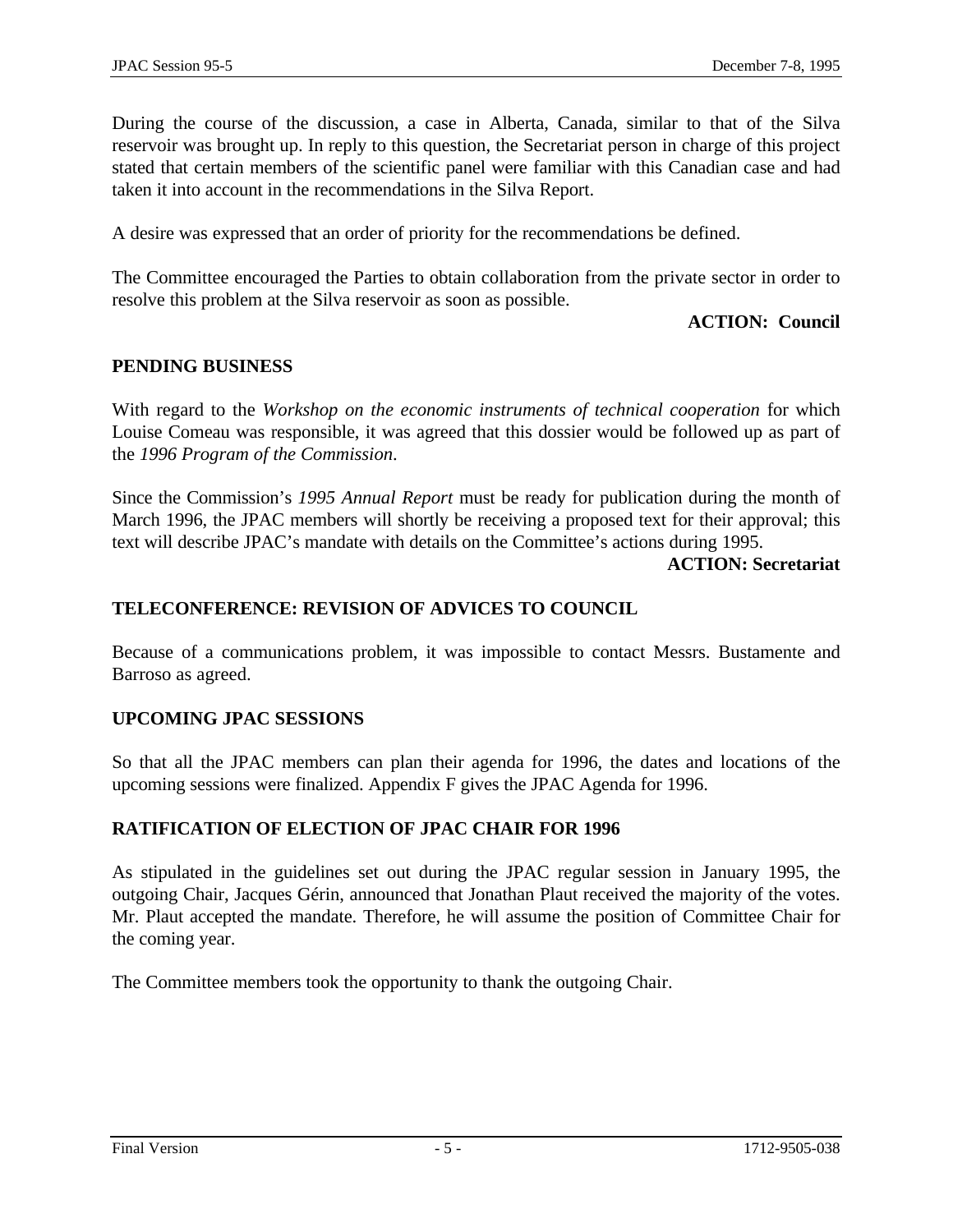During the course of the discussion, a case in Alberta, Canada, similar to that of the Silva reservoir was brought up. In reply to this question, the Secretariat person in charge of this project stated that certain members of the scientific panel were familiar with this Canadian case and had taken it into account in the recommendations in the Silva Report.

A desire was expressed that an order of priority for the recommendations be defined.

The Committee encouraged the Parties to obtain collaboration from the private sector in order to resolve this problem at the Silva reservoir as soon as possible.

**ACTION: Council**

## PENDING BUSINESS

With regard to the *Workshop on the economic instruments of technical cooperation* for which Louise Comeau was responsible, it was agreed that this dossier would be followed up as part of the *1996 Program of the Commission*.

Since the Commission's *1995 Annual Report* must be ready for publication during the month of March 1996, the JPAC members will shortly be receiving a proposed text for their approval; this text will describe JPAC's mandate with details on the Committee's actions during 1995.

**ACTION: Secretariat**

## TELECONFERENCE: REVISION OF ADVICES TO COUNCIL

Because of a communications problem, it was impossible to contact Messrs. Bustamente and Barroso as agreed.

## UPCOMING JPAC SESSIONS

So that all the JPAC members can plan their agenda for 1996, the dates and locations of the upcoming sessions were finalized. Appendix F gives the JPAC Agenda for 1996.

## RATIFICATION OF ELECTION OF JPAC CHAIR FOR 1996

As stipulated in the guidelines set out during the JPAC regular session in January 1995, the outgoing Chair, Jacques Gérin, announced that Jonathan Plaut received the majority of the votes. Mr. Plaut accepted the mandate. Therefore, he will assume the position of Committee Chair for the coming year.

The Committee members took the opportunity to thank the outgoing Chair.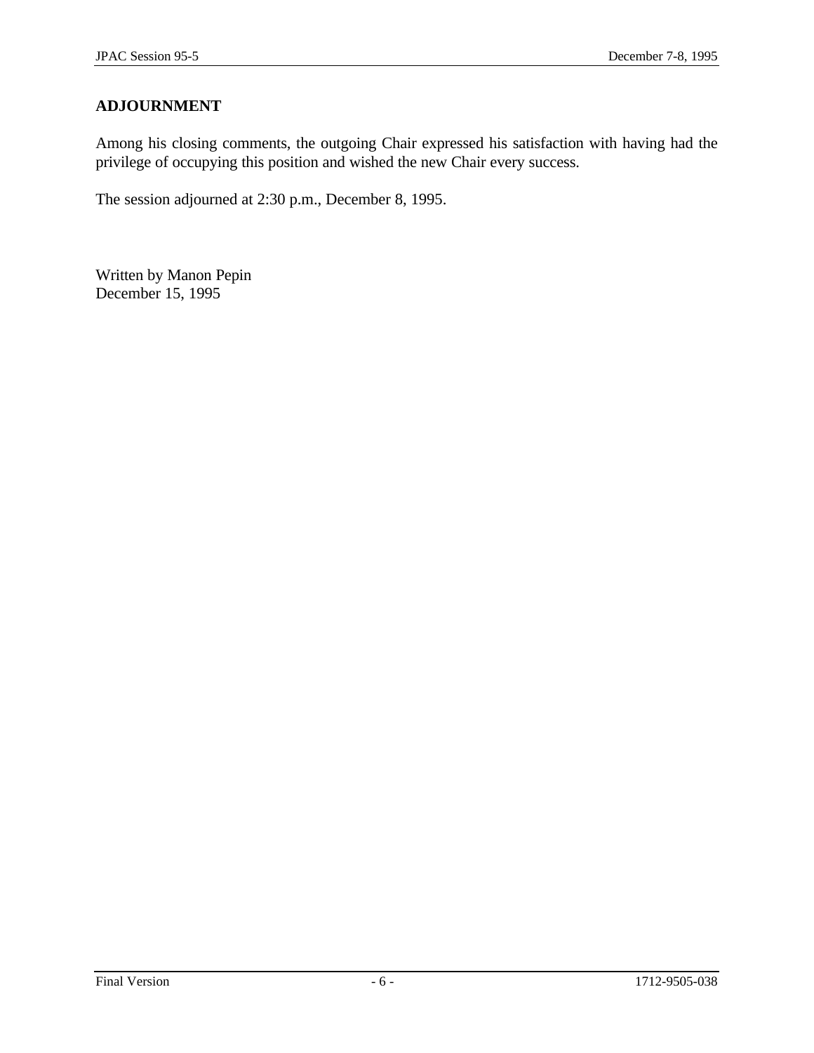## ADJOURNMENT

Among his closing comments, the outgoing Chair expressed his satisfaction with having had the privilege of occupying this position and wished the new Chair every success.

The session adjourned at 2:30 p.m., December 8, 1995.

Written by Manon Pepin
December 15, 1995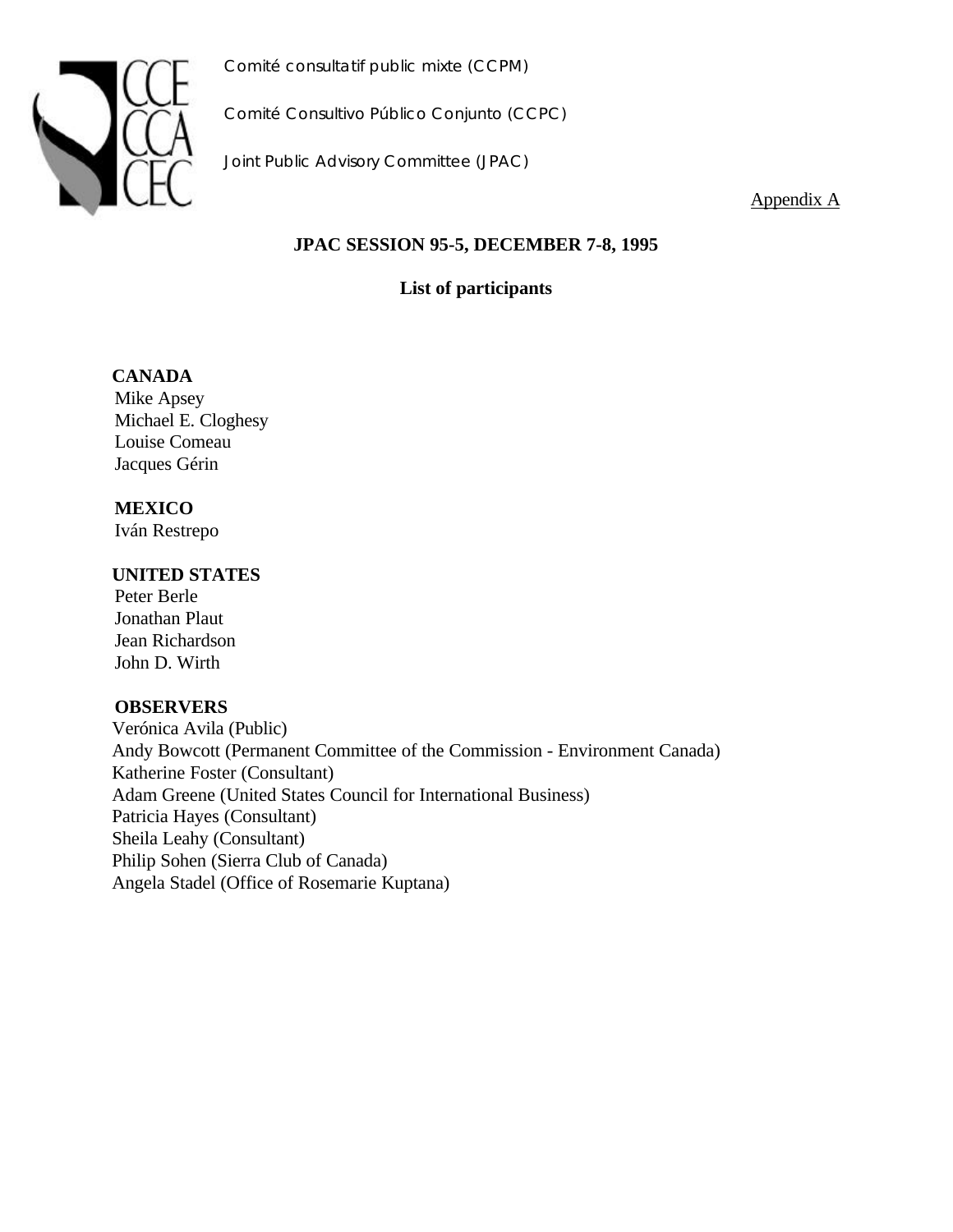Comité consultatif public mixte (CCPM)

Comité Consultivo Público Conjunto (CCPC)

Joint Public Advisory Committee (JPAC)

Appendix A

## JPAC SESSION 95-5, DECEMBER 7-8, 1995

### List of participants

**CANADA**
Mike Apsey
Michael E. Cloghesy
Louise Comeau
Jacques Gérin

**MEXICO**
Iván Restrepo

**UNITED STATES**
Peter Berle
Jonathan Plaut
Jean Richardson
John D. Wirth

**OBSERVERS**
Verónica Avila (Public)
Andy Bowcott (Permanent Committee of the Commission - Environment Canada)
Katherine Foster (Consultant)
Adam Greene (United States Council for International Business)
Patricia Hayes (Consultant)
Sheila Leahy (Consultant)
Philip Sohen (Sierra Club of Canada)
Angela Stadel (Office of Rosemarie Kuptana)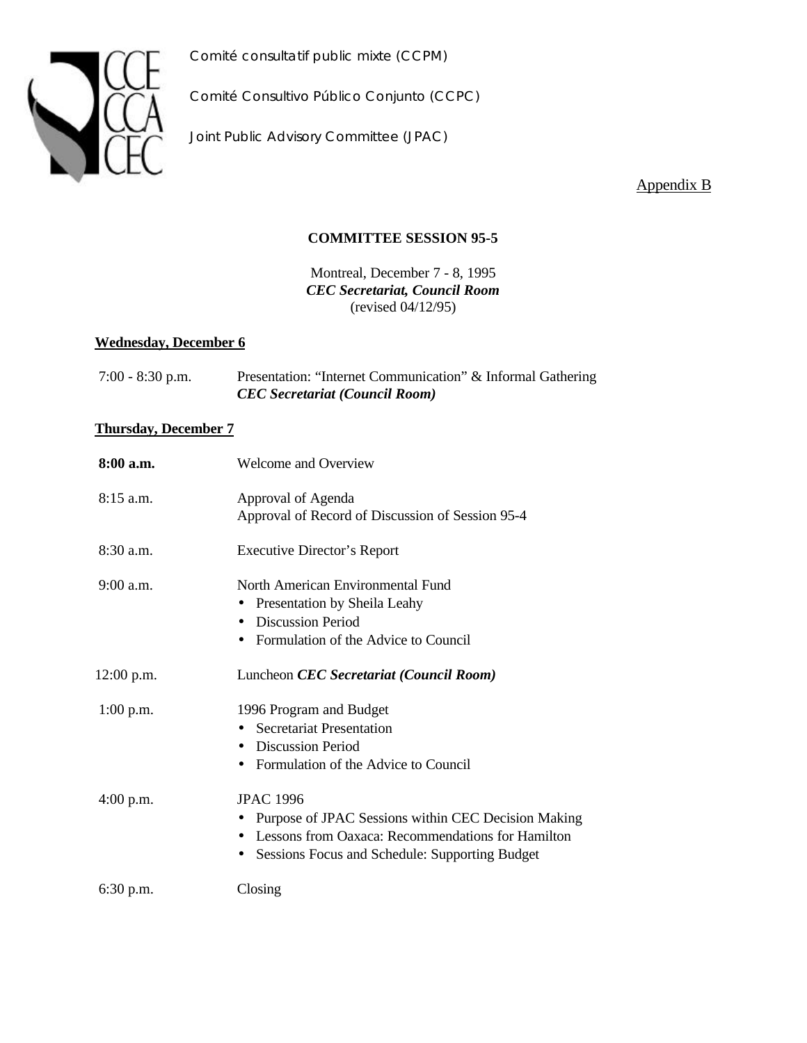Comité consultatif public mixte (CCPM)

Comité Consultivo Público Conjunto (CCPC)

Joint Public Advisory Committee (JPAC)

Appendix B

**COMMITTEE SESSION 95-5**

Montreal, December 7 - 8, 1995
***CEC Secretariat, Council Room***
(revised 04/12/95)

**Wednesday, December 6**

| | |
|---|---|
| 7:00 - 8:30 p.m. | Presentation: "Internet Communication" & Informal Gathering<br>***CEC Secretariat (Council Room)*** |

**Thursday, December 7**

| | |
|---|---|
| **8:00 a.m.** | Welcome and Overview |
| 8:15 a.m. | Approval of Agenda<br>Approval of Record of Discussion of Session 95-4 |
| 8:30 a.m. | Executive Director's Report |
| 9:00 a.m. | North American Environmental Fund<br>• Presentation by Sheila Leahy<br>• Discussion Period<br>• Formulation of the Advice to Council |
| 12:00 p.m. | Luncheon ***CEC Secretariat (Council Room)*** |
| 1:00 p.m. | 1996 Program and Budget<br>• Secretariat Presentation<br>• Discussion Period<br>• Formulation of the Advice to Council |
| 4:00 p.m. | JPAC 1996<br>• Purpose of JPAC Sessions within CEC Decision Making<br>• Lessons from Oaxaca: Recommendations for Hamilton<br>• Sessions Focus and Schedule: Supporting Budget |
| 6:30 p.m. | Closing |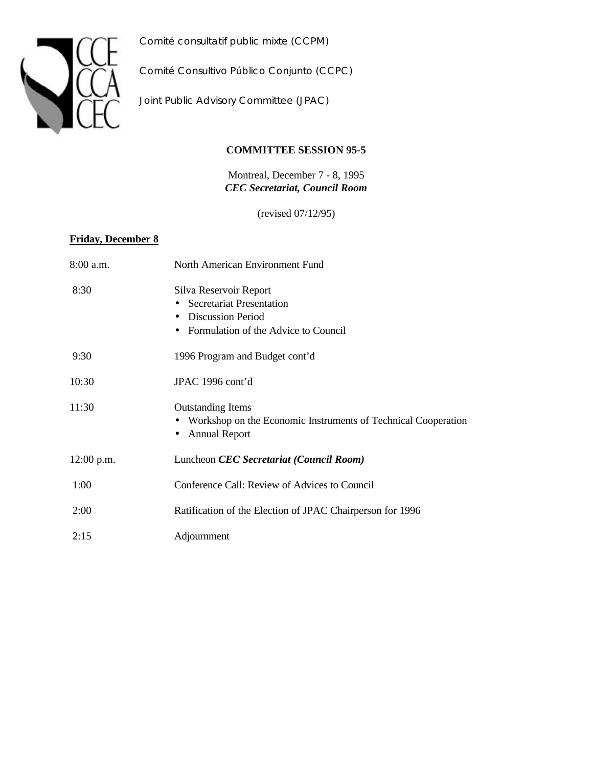Comité consultatif public mixte (CCPM)

Comité Consultivo Público Conjunto (CCPC)

Joint Public Advisory Committee (JPAC)

**COMMITTEE SESSION 95-5**

Montreal, December 7 - 8, 1995
***CEC Secretariat, Council Room***

(revised 07/12/95)

**Friday, December 8**

| | |
|---|---|
| 8:00 a.m. | North American Environment Fund |
| 8:30 | Silva Reservoir Report<br>• Secretariat Presentation<br>• Discussion Period<br>• Formulation of the Advice to Council |
| 9:30 | 1996 Program and Budget cont'd |
| 10:30 | JPAC 1996 cont'd |
| 11:30 | Outstanding Items<br>• Workshop on the Economic Instruments of Technical Cooperation<br>• Annual Report |
| 12:00 p.m. | Luncheon ***CEC Secretariat (Council Room)*** |
| 1:00 | Conference Call: Review of Advices to Council |
| 2:00 | Ratification of the Election of JPAC Chairperson for 1996 |
| 2:15 | Adjournment |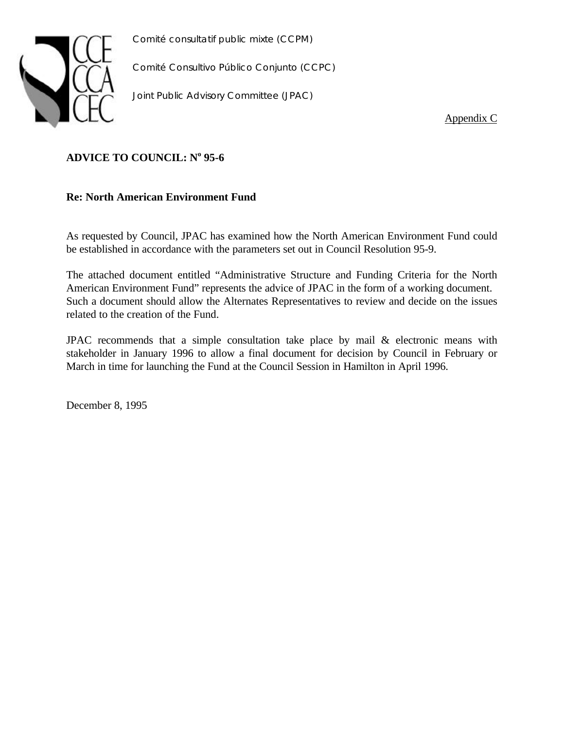Comité consultatif public mixte (CCPM)

Comité Consultivo Público Conjunto (CCPC)

Joint Public Advisory Committee (JPAC)

Appendix C

**ADVICE TO COUNCIL: N° 95-6**

**Re: North American Environment Fund**

As requested by Council, JPAC has examined how the North American Environment Fund could be established in accordance with the parameters set out in Council Resolution 95-9.

The attached document entitled "Administrative Structure and Funding Criteria for the North American Environment Fund" represents the advice of JPAC in the form of a working document. Such a document should allow the Alternates Representatives to review and decide on the issues related to the creation of the Fund.

JPAC recommends that a simple consultation take place by mail & electronic means with stakeholder in January 1996 to allow a final document for decision by Council in February or March in time for launching the Fund at the Council Session in Hamilton in April 1996.

December 8, 1995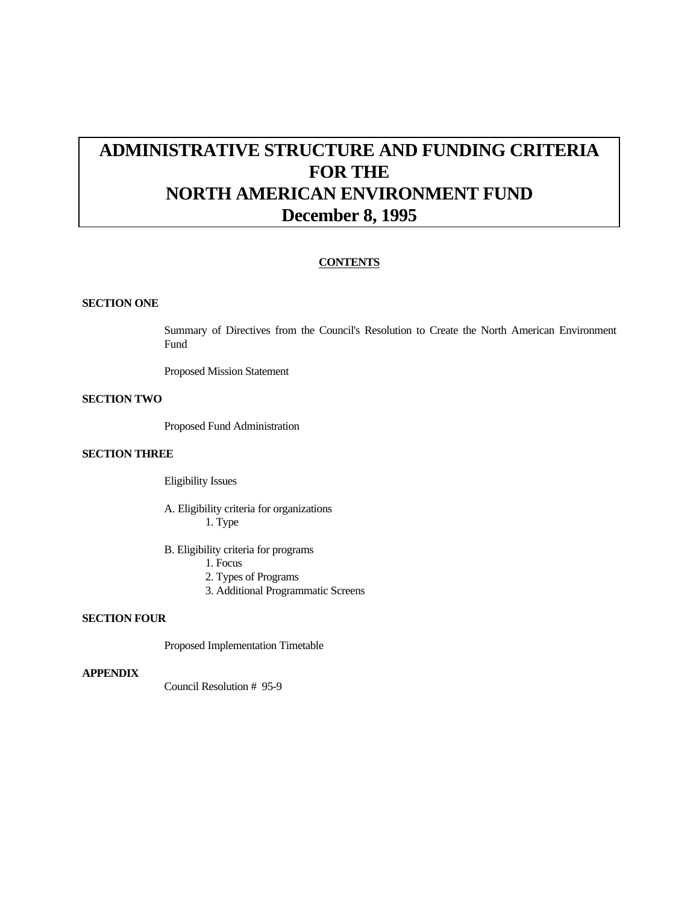# ADMINISTRATIVE STRUCTURE AND FUNDING CRITERIA FOR THE NORTH AMERICAN ENVIRONMENT FUND
# December 8, 1995

**CONTENTS**

**SECTION ONE**

Summary of Directives from the Council's Resolution to Create the North American Environment Fund

Proposed Mission Statement

**SECTION TWO**

Proposed Fund Administration

**SECTION THREE**

Eligibility Issues

A. Eligibility criteria for organizations
   1. Type

B. Eligibility criteria for programs
   1. Focus
   2. Types of Programs
   3. Additional Programmatic Screens

**SECTION FOUR**

Proposed Implementation Timetable

**APPENDIX**

Council Resolution # 95-9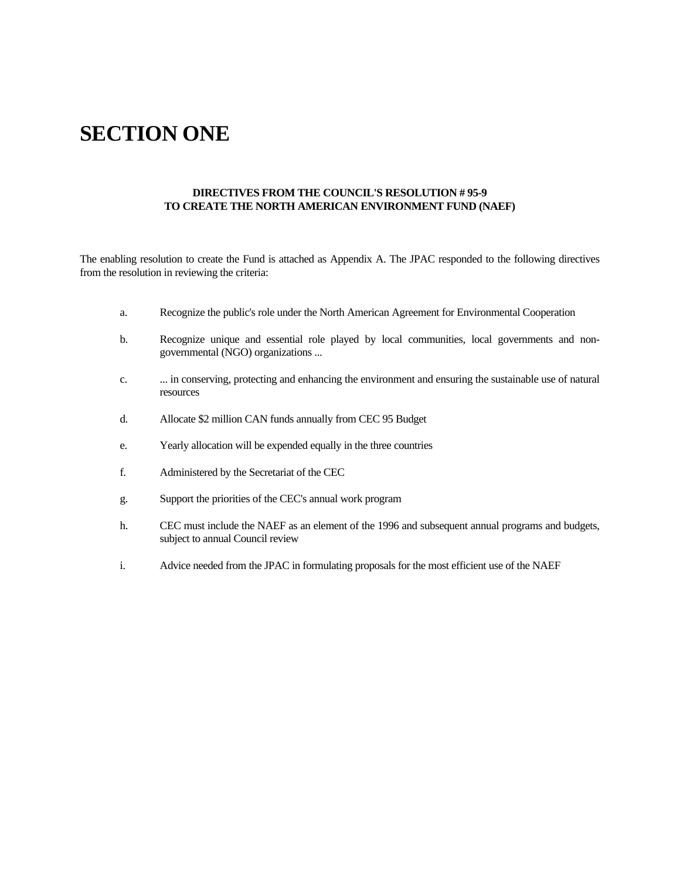# SECTION ONE

**DIRECTIVES FROM THE COUNCIL'S RESOLUTION # 95-9**
**TO CREATE THE NORTH AMERICAN ENVIRONMENT FUND (NAEF)**

The enabling resolution to create the Fund is attached as Appendix A. The JPAC responded to the following directives from the resolution in reviewing the criteria:

a. Recognize the public's role under the North American Agreement for Environmental Cooperation

b. Recognize unique and essential role played by local communities, local governments and non-governmental (NGO) organizations ...

c. ... in conserving, protecting and enhancing the environment and ensuring the sustainable use of natural resources

d. Allocate $2 million CAN funds annually from CEC 95 Budget

e. Yearly allocation will be expended equally in the three countries

f. Administered by the Secretariat of the CEC

g. Support the priorities of the CEC's annual work program

h. CEC must include the NAEF as an element of the 1996 and subsequent annual programs and budgets, subject to annual Council review

i. Advice needed from the JPAC in formulating proposals for the most efficient use of the NAEF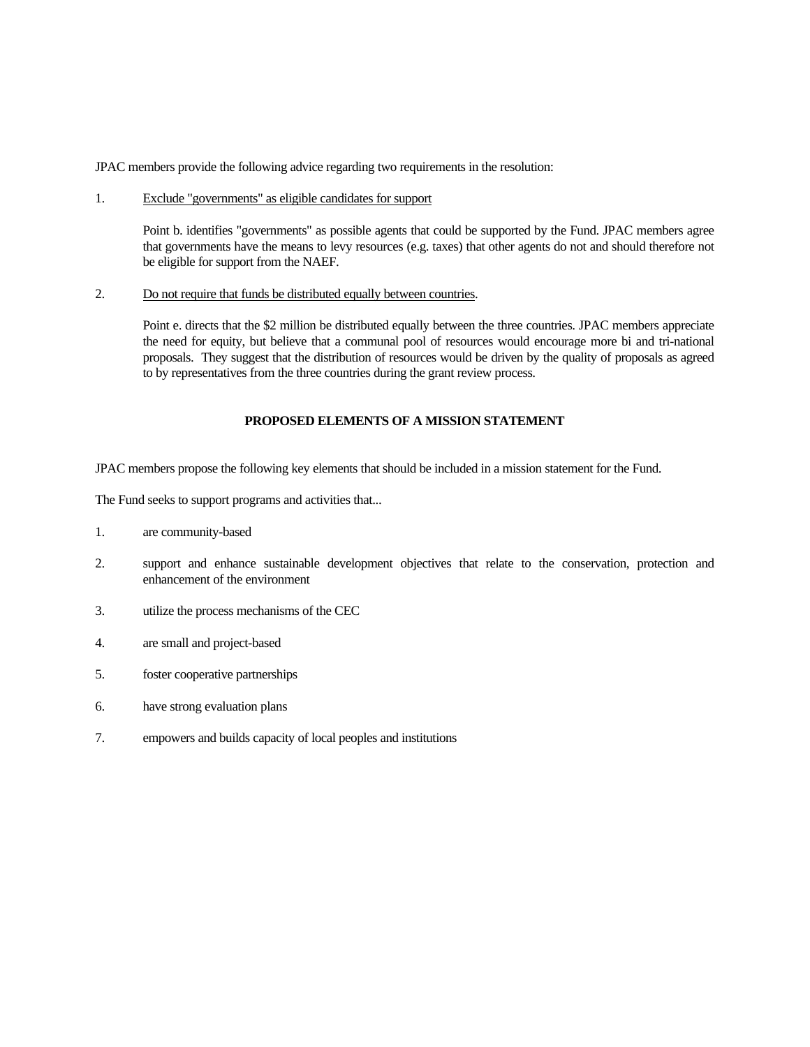JPAC members provide the following advice regarding two requirements in the resolution:

1. <u>Exclude "governments" as eligible candidates for support</u>

   Point b. identifies "governments" as possible agents that could be supported by the Fund. JPAC members agree that governments have the means to levy resources (e.g. taxes) that other agents do not and should therefore not be eligible for support from the NAEF.

2. <u>Do not require that funds be distributed equally between countries</u>.

   Point e. directs that the $2 million be distributed equally between the three countries. JPAC members appreciate the need for equity, but believe that a communal pool of resources would encourage more bi and tri-national proposals. They suggest that the distribution of resources would be driven by the quality of proposals as agreed to by representatives from the three countries during the grant review process.

## PROPOSED ELEMENTS OF A MISSION STATEMENT

JPAC members propose the following key elements that should be included in a mission statement for the Fund.

The Fund seeks to support programs and activities that...

1. are community-based
2. support and enhance sustainable development objectives that relate to the conservation, protection and enhancement of the environment
3. utilize the process mechanisms of the CEC
4. are small and project-based
5. foster cooperative partnerships
6. have strong evaluation plans
7. empowers and builds capacity of local peoples and institutions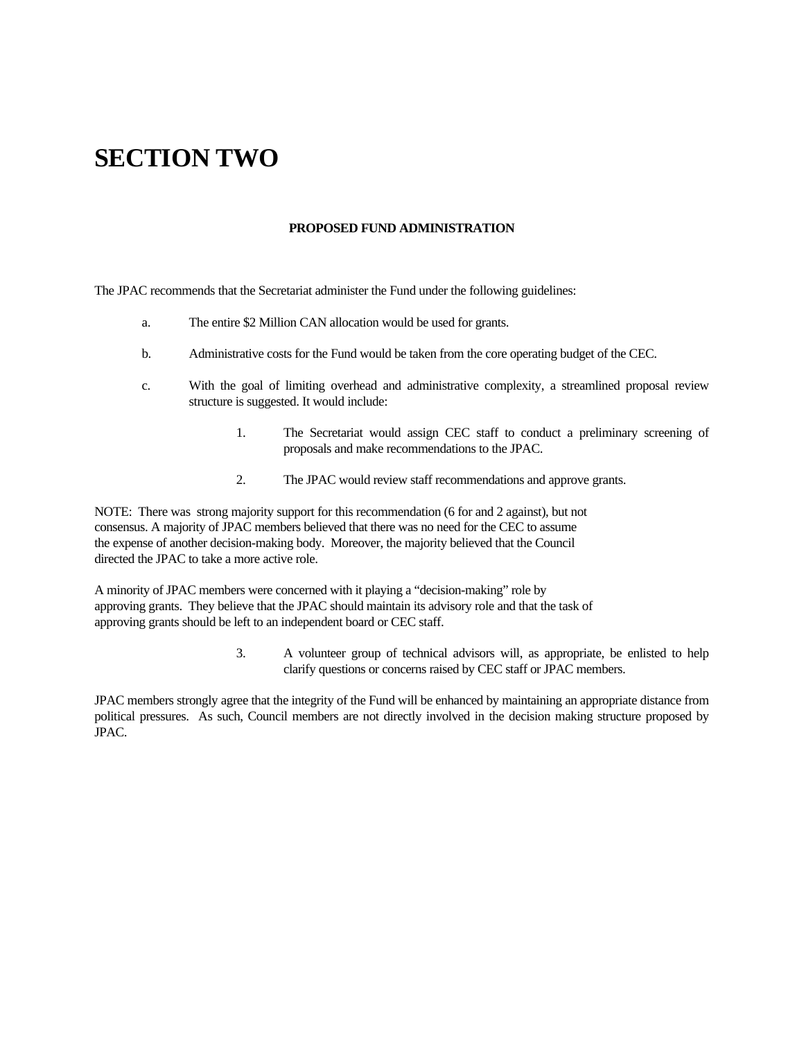# SECTION TWO

**PROPOSED FUND ADMINISTRATION**

The JPAC recommends that the Secretariat administer the Fund under the following guidelines:

a. The entire $2 Million CAN allocation would be used for grants.

b. Administrative costs for the Fund would be taken from the core operating budget of the CEC.

c. With the goal of limiting overhead and administrative complexity, a streamlined proposal review structure is suggested. It would include:

   1. The Secretariat would assign CEC staff to conduct a preliminary screening of proposals and make recommendations to the JPAC.

   2. The JPAC would review staff recommendations and approve grants.

NOTE: There was strong majority support for this recommendation (6 for and 2 against), but not consensus. A majority of JPAC members believed that there was no need for the CEC to assume the expense of another decision-making body. Moreover, the majority believed that the Council directed the JPAC to take a more active role.

A minority of JPAC members were concerned with it playing a "decision-making" role by approving grants. They believe that the JPAC should maintain its advisory role and that the task of approving grants should be left to an independent board or CEC staff.

   3. A volunteer group of technical advisors will, as appropriate, be enlisted to help clarify questions or concerns raised by CEC staff or JPAC members.

JPAC members strongly agree that the integrity of the Fund will be enhanced by maintaining an appropriate distance from political pressures. As such, Council members are not directly involved in the decision making structure proposed by JPAC.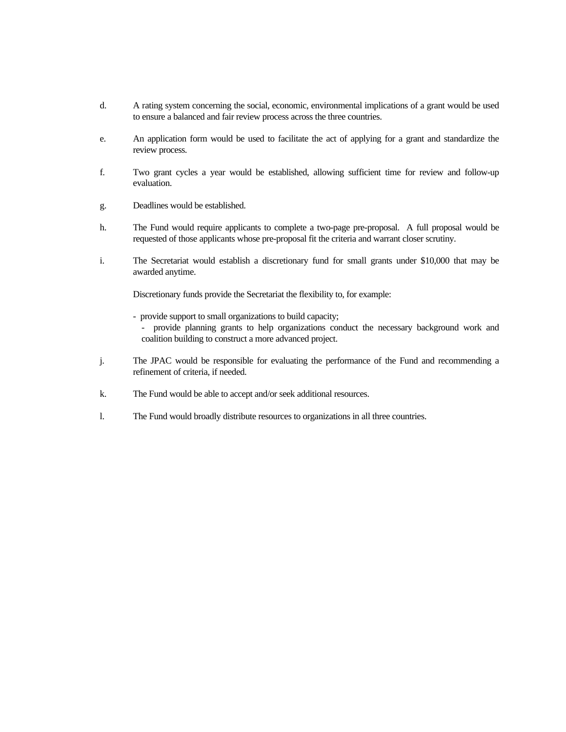d. A rating system concerning the social, economic, environmental implications of a grant would be used to ensure a balanced and fair review process across the three countries.

e. An application form would be used to facilitate the act of applying for a grant and standardize the review process.

f. Two grant cycles a year would be established, allowing sufficient time for review and follow-up evaluation.

g. Deadlines would be established.

h. The Fund would require applicants to complete a two-page pre-proposal. A full proposal would be requested of those applicants whose pre-proposal fit the criteria and warrant closer scrutiny.

i. The Secretariat would establish a discretionary fund for small grants under $10,000 that may be awarded anytime.

   Discretionary funds provide the Secretariat the flexibility to, for example:

   - provide support to small organizations to build capacity;
   - provide planning grants to help organizations conduct the necessary background work and coalition building to construct a more advanced project.

j. The JPAC would be responsible for evaluating the performance of the Fund and recommending a refinement of criteria, if needed.

k. The Fund would be able to accept and/or seek additional resources.

l. The Fund would broadly distribute resources to organizations in all three countries.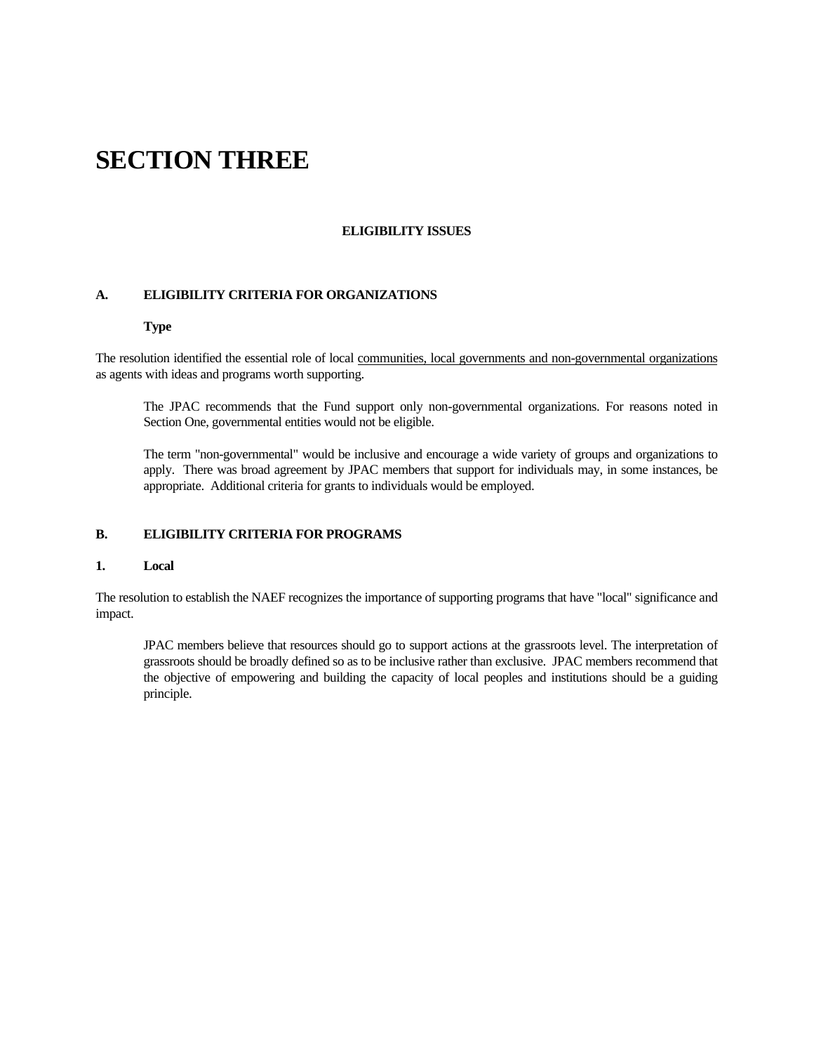# SECTION THREE

**ELIGIBILITY ISSUES**

## A. ELIGIBILITY CRITERIA FOR ORGANIZATIONS

**Type**

The resolution identified the essential role of local communities, local governments and non-governmental organizations as agents with ideas and programs worth supporting.

> The JPAC recommends that the Fund support only non-governmental organizations. For reasons noted in Section One, governmental entities would not be eligible.
>
> The term "non-governmental" would be inclusive and encourage a wide variety of groups and organizations to apply. There was broad agreement by JPAC members that support for individuals may, in some instances, be appropriate. Additional criteria for grants to individuals would be employed.

## B. ELIGIBILITY CRITERIA FOR PROGRAMS

### 1. Local

The resolution to establish the NAEF recognizes the importance of supporting programs that have "local" significance and impact.

> JPAC members believe that resources should go to support actions at the grassroots level. The interpretation of grassroots should be broadly defined so as to be inclusive rather than exclusive. JPAC members recommend that the objective of empowering and building the capacity of local peoples and institutions should be a guiding principle.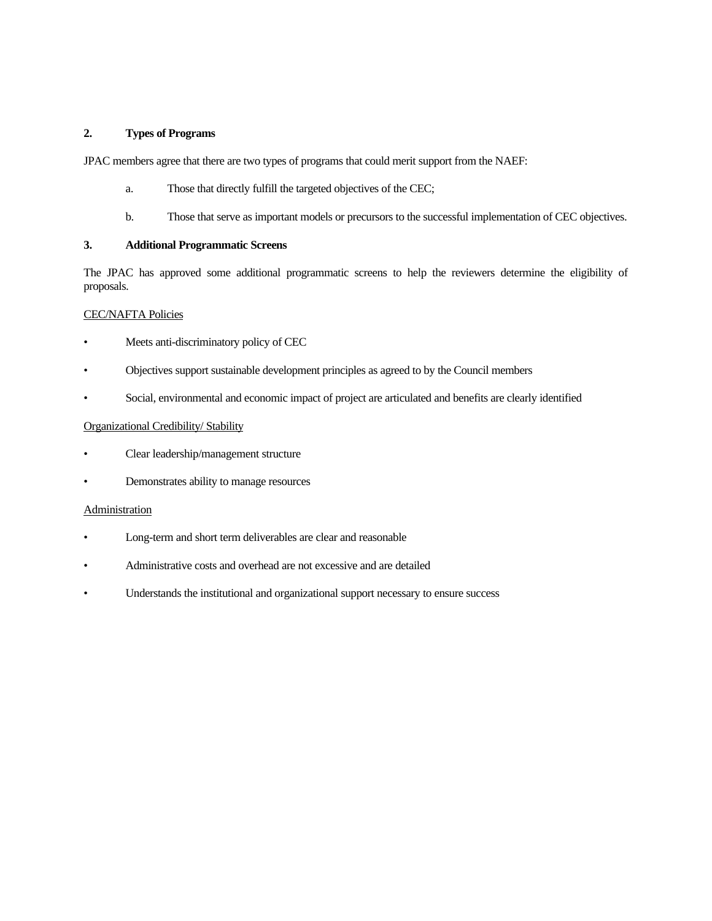## 2. Types of Programs

JPAC members agree that there are two types of programs that could merit support from the NAEF:

a. Those that directly fulfill the targeted objectives of the CEC;

b. Those that serve as important models or precursors to the successful implementation of CEC objectives.

## 3. Additional Programmatic Screens

The JPAC has approved some additional programmatic screens to help the reviewers determine the eligibility of proposals.

<u>CEC/NAFTA Policies</u>

- Meets anti-discriminatory policy of CEC
- Objectives support sustainable development principles as agreed to by the Council members
- Social, environmental and economic impact of project are articulated and benefits are clearly identified

<u>Organizational Credibility/ Stability</u>

- Clear leadership/management structure
- Demonstrates ability to manage resources

<u>Administration</u>

- Long-term and short term deliverables are clear and reasonable
- Administrative costs and overhead are not excessive and are detailed
- Understands the institutional and organizational support necessary to ensure success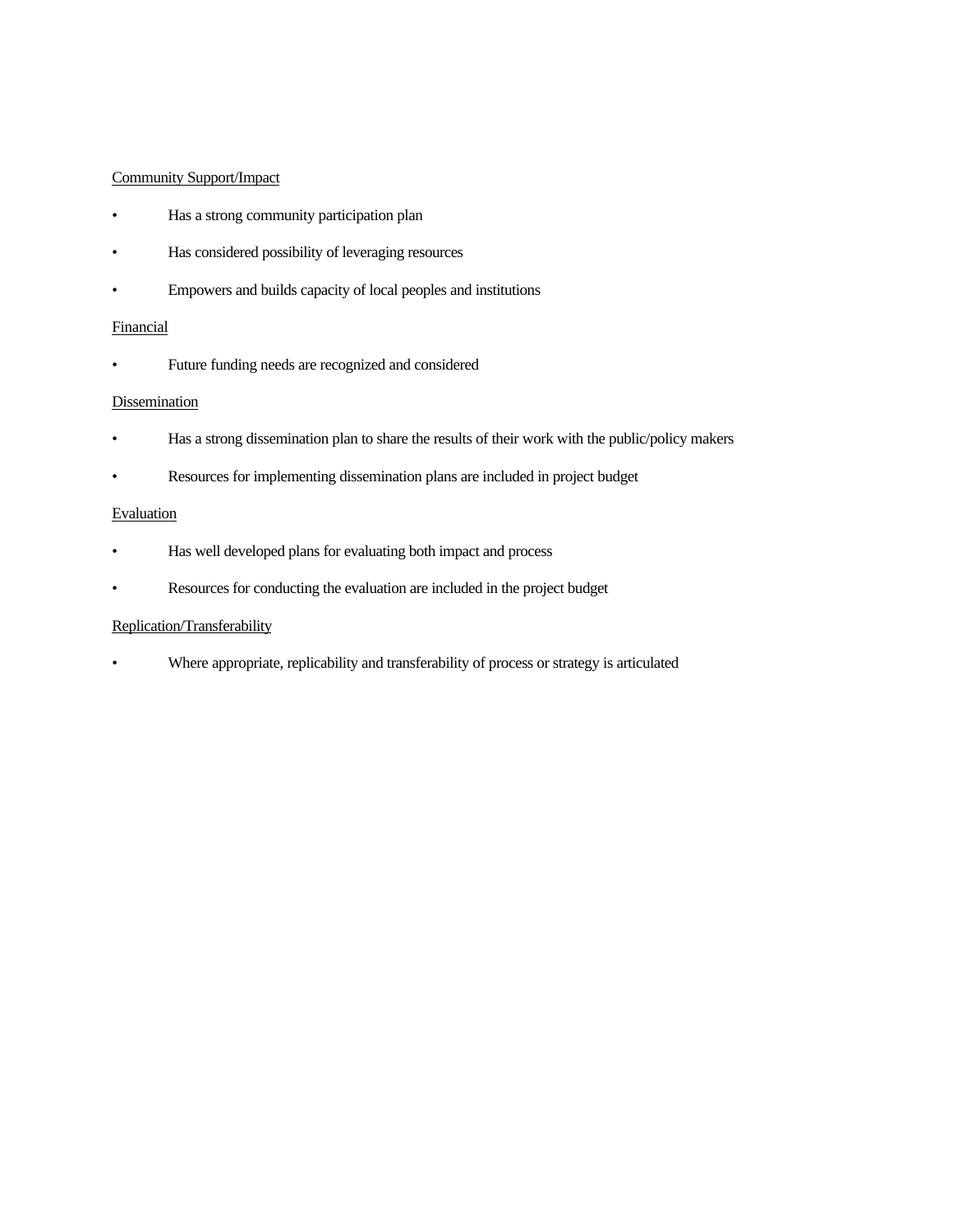<u>Community Support/Impact</u>

- Has a strong community participation plan
- Has considered possibility of leveraging resources
- Empowers and builds capacity of local peoples and institutions

<u>Financial</u>

- Future funding needs are recognized and considered

<u>Dissemination</u>

- Has a strong dissemination plan to share the results of their work with the public/policy makers
- Resources for implementing dissemination plans are included in project budget

<u>Evaluation</u>

- Has well developed plans for evaluating both impact and process
- Resources for conducting the evaluation are included in the project budget

<u>Replication/Transferability</u>

- Where appropriate, replicability and transferability of process or strategy is articulated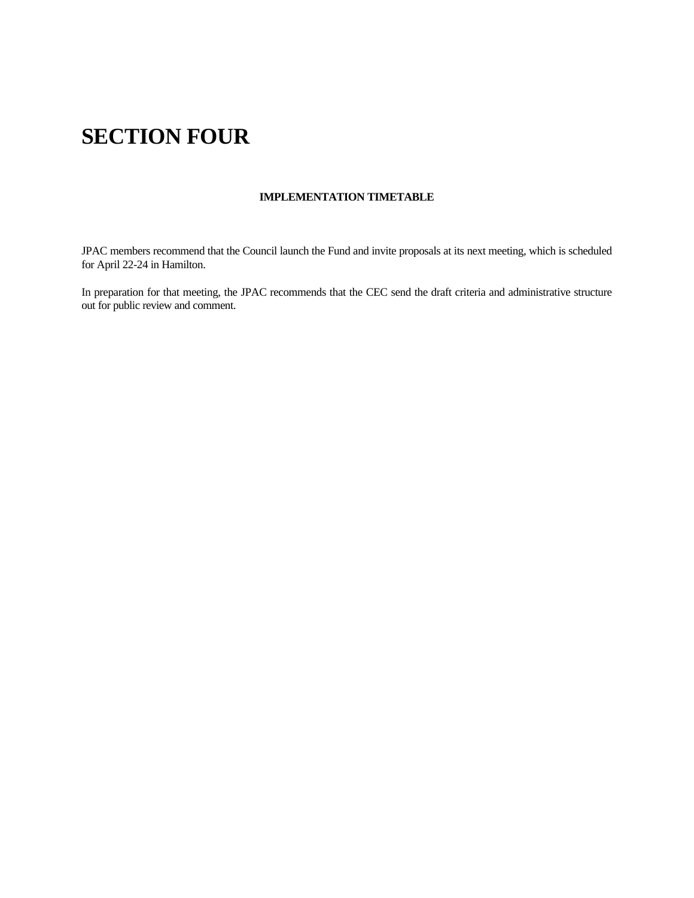# SECTION FOUR

### IMPLEMENTATION TIMETABLE

JPAC members recommend that the Council launch the Fund and invite proposals at its next meeting, which is scheduled for April 22-24 in Hamilton.

In preparation for that meeting, the JPAC recommends that the CEC send the draft criteria and administrative structure out for public review and comment.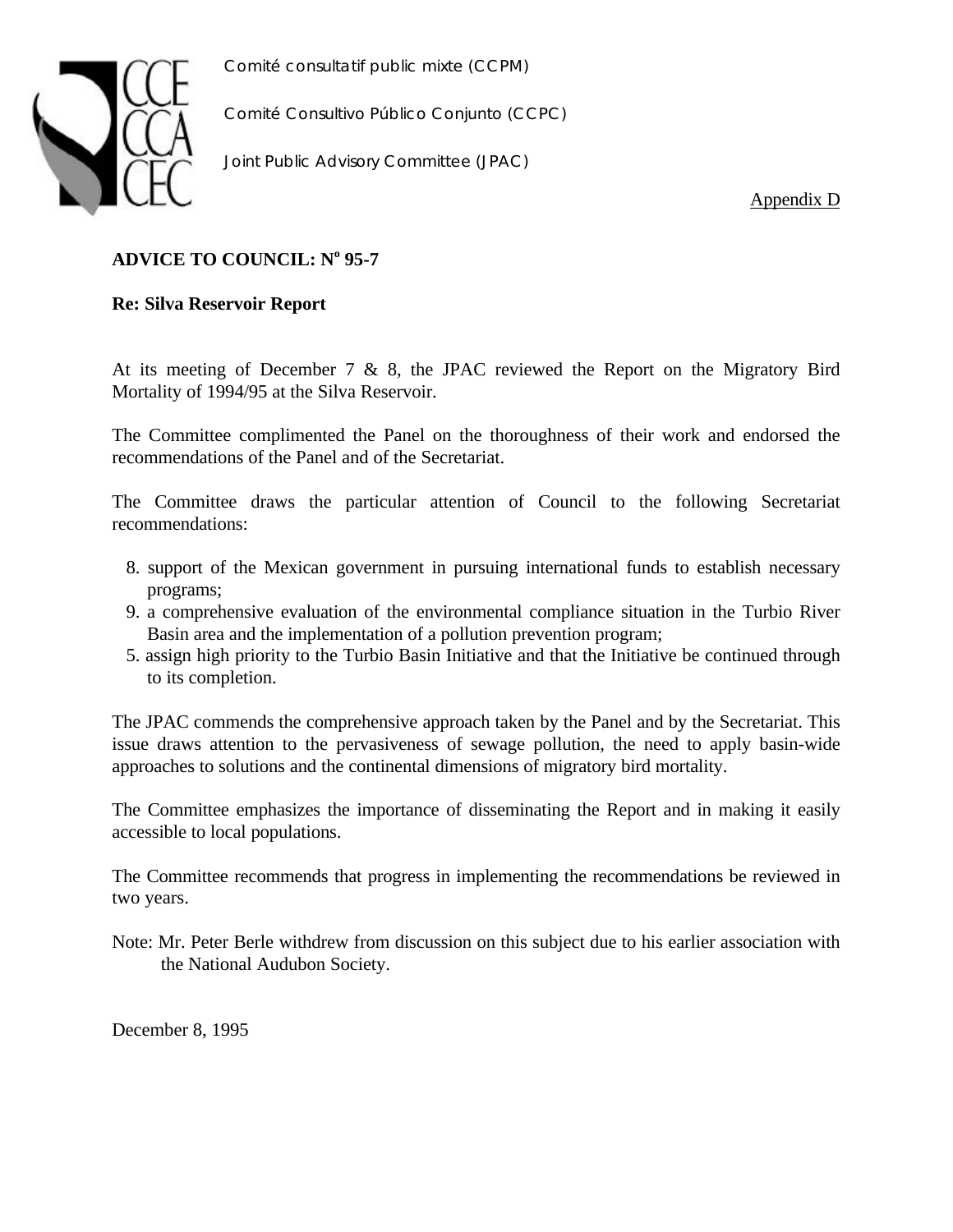Comité consultatif public mixte (CCPM)

Comité Consultivo Público Conjunto (CCPC)

Joint Public Advisory Committee (JPAC)

Appendix D

**ADVICE TO COUNCIL: N° 95-7**

**Re: Silva Reservoir Report**

At its meeting of December 7 & 8, the JPAC reviewed the Report on the Migratory Bird Mortality of 1994/95 at the Silva Reservoir.

The Committee complimented the Panel on the thoroughness of their work and endorsed the recommendations of the Panel and of the Secretariat.

The Committee draws the particular attention of Council to the following Secretariat recommendations:

8. support of the Mexican government in pursuing international funds to establish necessary programs;
9. a comprehensive evaluation of the environmental compliance situation in the Turbio River Basin area and the implementation of a pollution prevention program;
5. assign high priority to the Turbio Basin Initiative and that the Initiative be continued through to its completion.

The JPAC commends the comprehensive approach taken by the Panel and by the Secretariat. This issue draws attention to the pervasiveness of sewage pollution, the need to apply basin-wide approaches to solutions and the continental dimensions of migratory bird mortality.

The Committee emphasizes the importance of disseminating the Report and in making it easily accessible to local populations.

The Committee recommends that progress in implementing the recommendations be reviewed in two years.

Note: Mr. Peter Berle withdrew from discussion on this subject due to his earlier association with the National Audubon Society.

December 8, 1995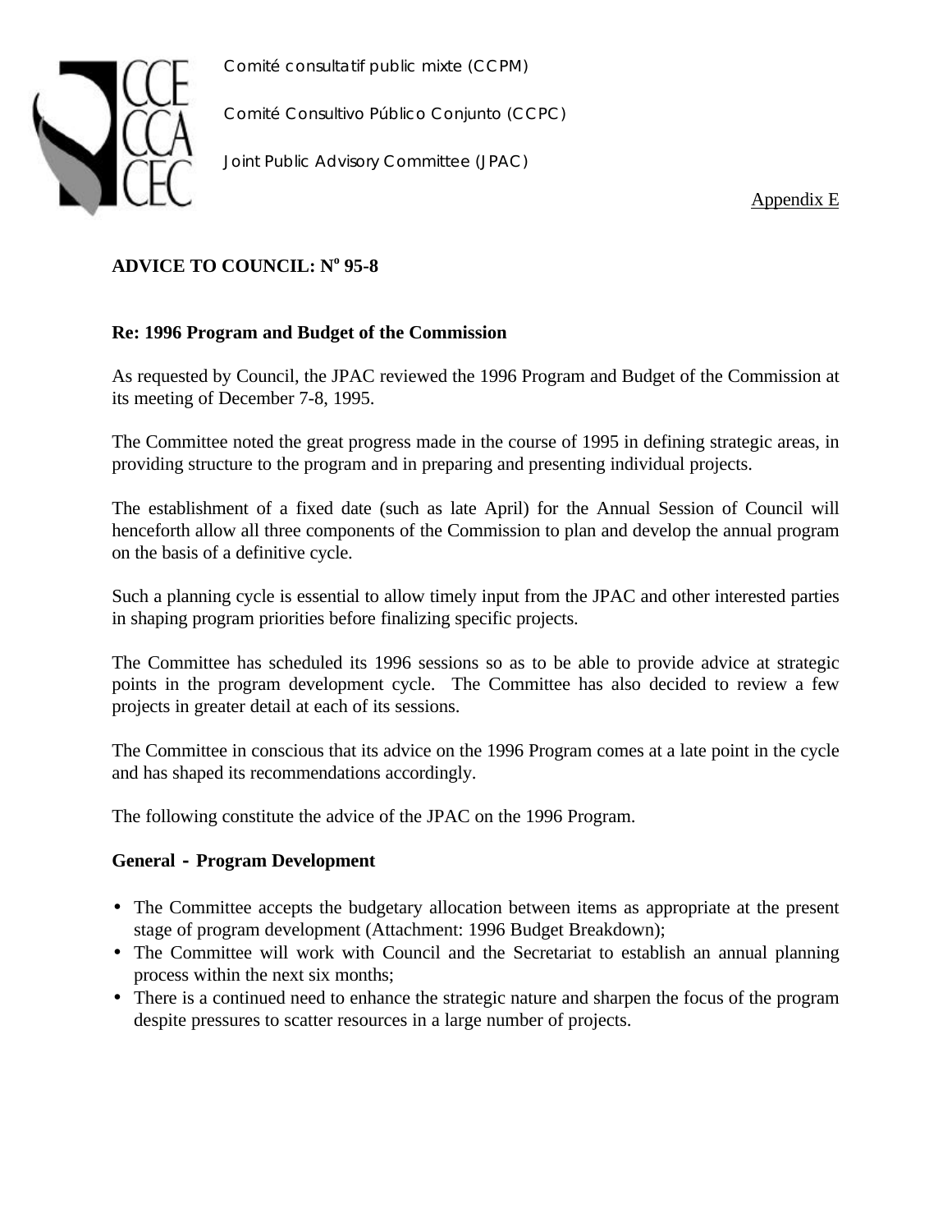Comité consultatif public mixte (CCPM)

Comité Consultivo Público Conjunto (CCPC)

Joint Public Advisory Committee (JPAC)

Appendix E

**ADVICE TO COUNCIL: N° 95-8**

**Re: 1996 Program and Budget of the Commission**

As requested by Council, the JPAC reviewed the 1996 Program and Budget of the Commission at its meeting of December 7-8, 1995.

The Committee noted the great progress made in the course of 1995 in defining strategic areas, in providing structure to the program and in preparing and presenting individual projects.

The establishment of a fixed date (such as late April) for the Annual Session of Council will henceforth allow all three components of the Commission to plan and develop the annual program on the basis of a definitive cycle.

Such a planning cycle is essential to allow timely input from the JPAC and other interested parties in shaping program priorities before finalizing specific projects.

The Committee has scheduled its 1996 sessions so as to be able to provide advice at strategic points in the program development cycle. The Committee has also decided to review a few projects in greater detail at each of its sessions.

The Committee in conscious that its advice on the 1996 Program comes at a late point in the cycle and has shaped its recommendations accordingly.

The following constitute the advice of the JPAC on the 1996 Program.

**General - Program Development**

- The Committee accepts the budgetary allocation between items as appropriate at the present stage of program development (Attachment: 1996 Budget Breakdown);
- The Committee will work with Council and the Secretariat to establish an annual planning process within the next six months;
- There is a continued need to enhance the strategic nature and sharpen the focus of the program despite pressures to scatter resources in a large number of projects.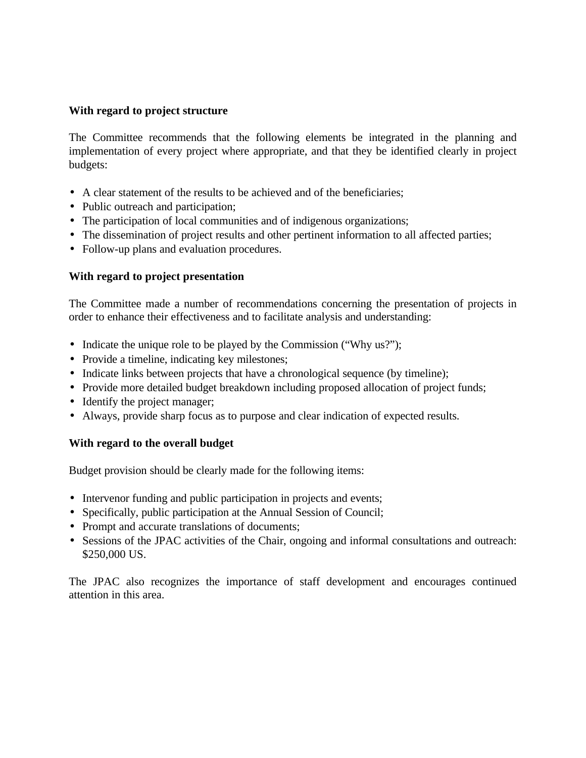**With regard to project structure**

The Committee recommends that the following elements be integrated in the planning and implementation of every project where appropriate, and that they be identified clearly in project budgets:

- A clear statement of the results to be achieved and of the beneficiaries;
- Public outreach and participation;
- The participation of local communities and of indigenous organizations;
- The dissemination of project results and other pertinent information to all affected parties;
- Follow-up plans and evaluation procedures.

**With regard to project presentation**

The Committee made a number of recommendations concerning the presentation of projects in order to enhance their effectiveness and to facilitate analysis and understanding:

- Indicate the unique role to be played by the Commission ("Why us?");
- Provide a timeline, indicating key milestones;
- Indicate links between projects that have a chronological sequence (by timeline);
- Provide more detailed budget breakdown including proposed allocation of project funds;
- Identify the project manager;
- Always, provide sharp focus as to purpose and clear indication of expected results.

**With regard to the overall budget**

Budget provision should be clearly made for the following items:

- Intervenor funding and public participation in projects and events;
- Specifically, public participation at the Annual Session of Council;
- Prompt and accurate translations of documents;
- Sessions of the JPAC activities of the Chair, ongoing and informal consultations and outreach: $250,000 US.

The JPAC also recognizes the importance of staff development and encourages continued attention in this area.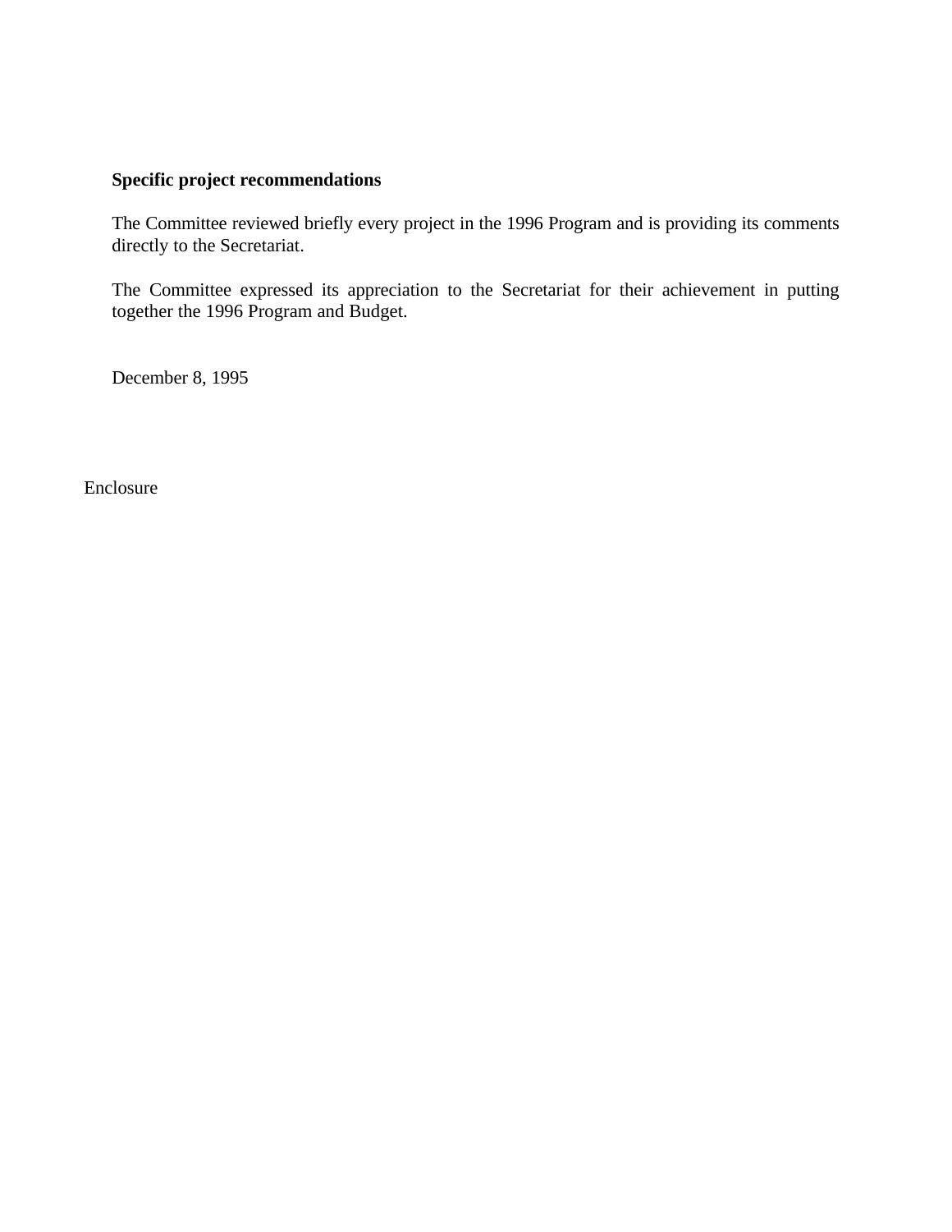**Specific project recommendations**

The Committee reviewed briefly every project in the 1996 Program and is providing its comments directly to the Secretariat.

The Committee expressed its appreciation to the Secretariat for their achievement in putting together the 1996 Program and Budget.

December 8, 1995

Enclosure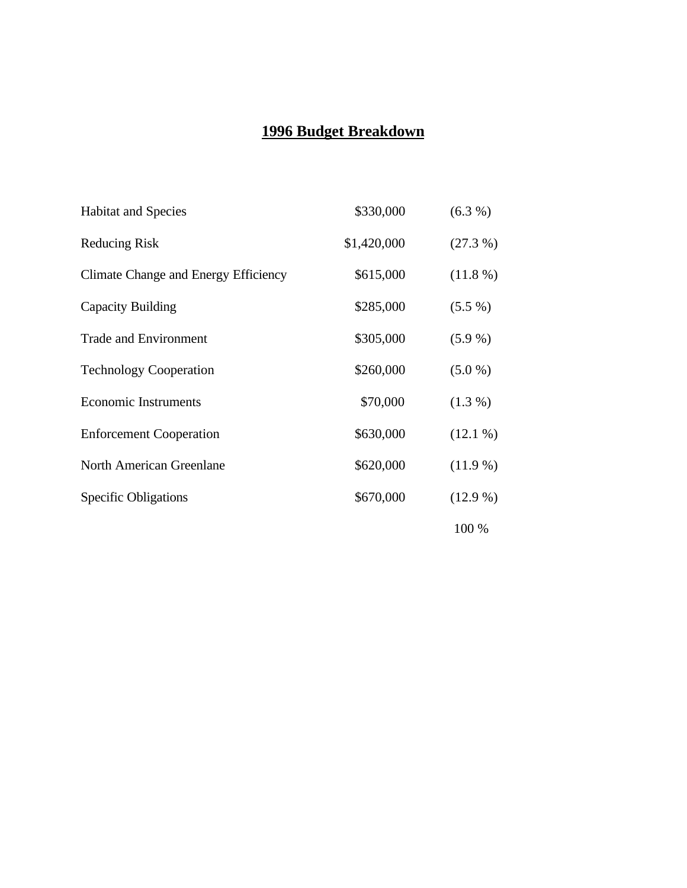# 1996 Budget Breakdown

| | | |
|---|---|---|
| Habitat and Species | $330,000 | (6.3 %) |
| Reducing Risk | $1,420,000 | (27.3 %) |
| Climate Change and Energy Efficiency | $615,000 | (11.8 %) |
| Capacity Building | $285,000 | (5.5 %) |
| Trade and Environment | $305,000 | (5.9 %) |
| Technology Cooperation | $260,000 | (5.0 %) |
| Economic Instruments | $70,000 | (1.3 %) |
| Enforcement Cooperation | $630,000 | (12.1 %) |
| North American Greenlane | $620,000 | (11.9 %) |
| Specific Obligations | $670,000 | (12.9 %) |
| | | 100 % |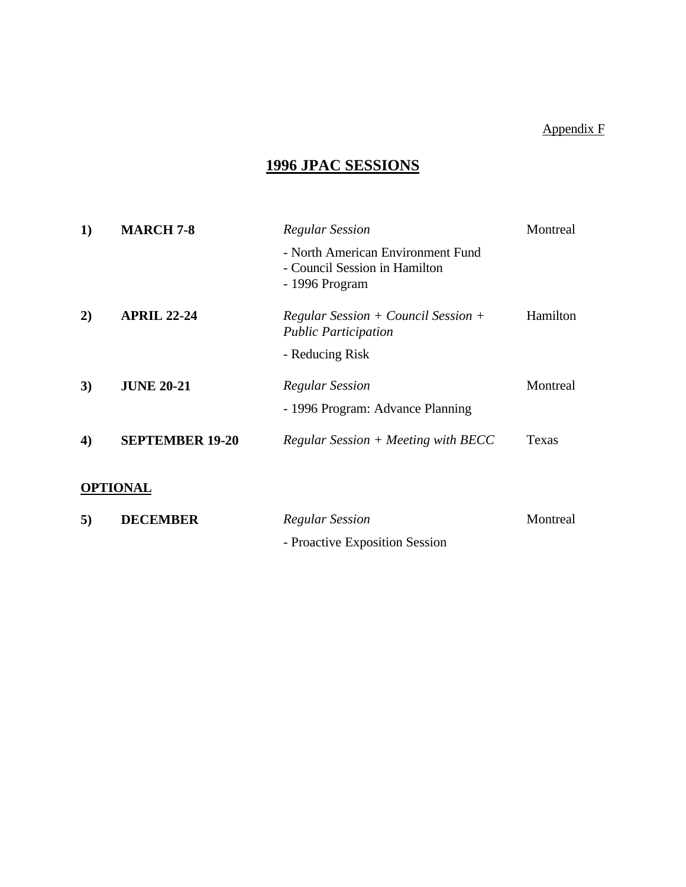Appendix F

# 1996 JPAC SESSIONS

| | | | |
|---|---|---|---|
| **1)** | **MARCH 7-8** | *Regular Session*<br>- North American Environment Fund<br>- Council Session in Hamilton<br>- 1996 Program | Montreal |
| **2)** | **APRIL 22-24** | *Regular Session + Council Session + Public Participation*<br>- Reducing Risk | Hamilton |
| **3)** | **JUNE 20-21** | *Regular Session*<br>- 1996 Program: Advance Planning | Montreal |
| **4)** | **SEPTEMBER 19-20** | *Regular Session + Meeting with BECC* | Texas |

**OPTIONAL**

| | | | |
|---|---|---|---|
| **5)** | **DECEMBER** | *Regular Session*<br>- Proactive Exposition Session | Montreal |